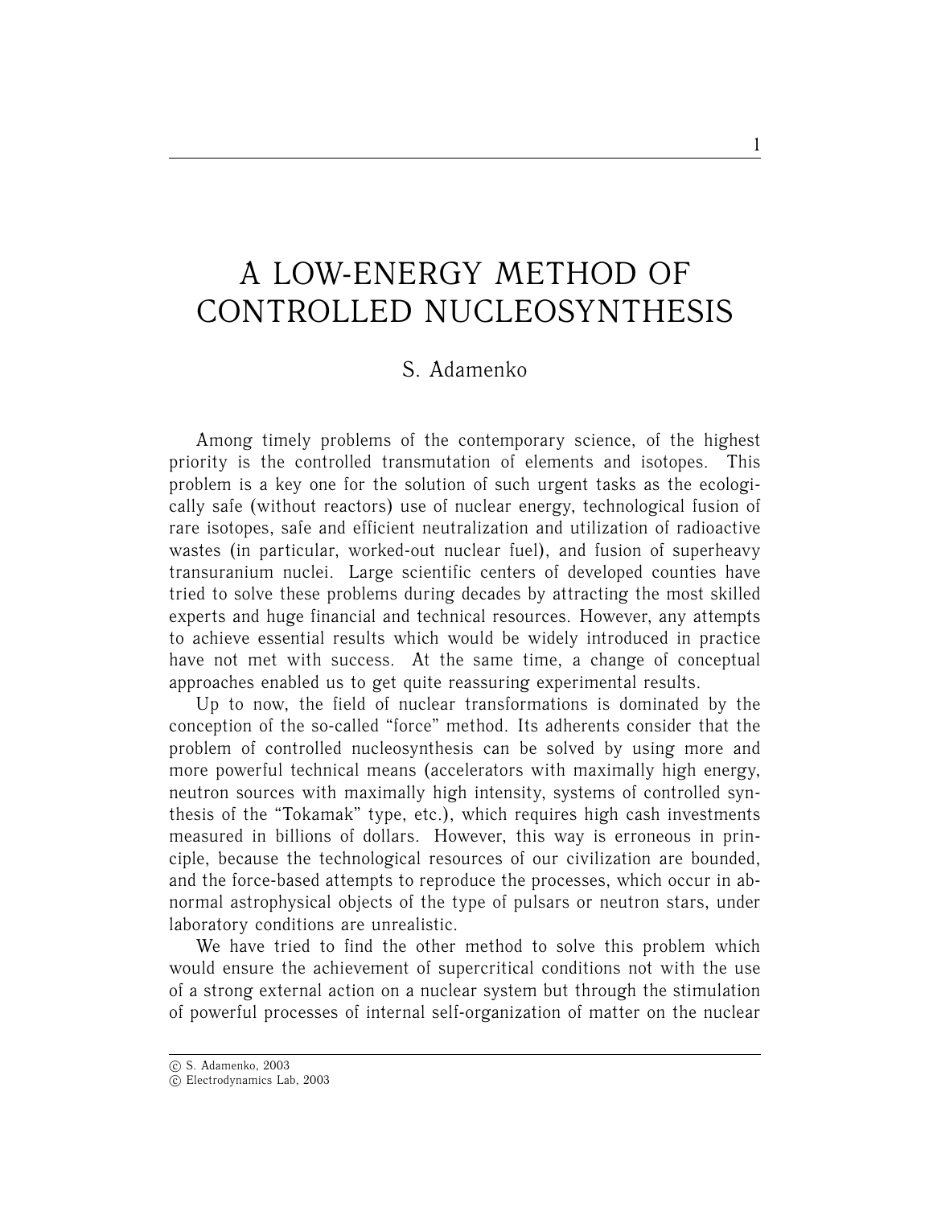# A LOW-ENERGY METHOD OF CONTROLLED NUCLEOSYNTHESIS

S. Adamenko

Among timely problems of the contemporary science, of the highest priority is the controlled transmutation of elements and isotopes. This problem is a key one for the solution of such urgent tasks as the ecologically safe (without reactors) use of nuclear energy, technological fusion of rare isotopes, safe and efficient neutralization and utilization of radioactive wastes (in particular, worked-out nuclear fuel), and fusion of superheavy transuranium nuclei. Large scientific centers of developed counties have tried to solve these problems during decades by attracting the most skilled experts and huge financial and technical resources. However, any attempts to achieve essential results which would be widely introduced in practice have not met with success. At the same time, a change of conceptual approaches enabled us to get quite reassuring experimental results.

Up to now, the field of nuclear transformations is dominated by the conception of the so-called "force" method. Its adherents consider that the problem of controlled nucleosynthesis can be solved by using more and more powerful technical means (accelerators with maximally high energy, neutron sources with maximally high intensity, systems of controlled synthesis of the "Tokamak" type, etc.), which requires high cash investments measured in billions of dollars. However, this way is erroneous in principle, because the technological resources of our civilization are bounded, and the force-based attempts to reproduce the processes, which occur in abnormal astrophysical objects of the type of pulsars or neutron stars, under laboratory conditions are unrealistic.

We have tried to find the other method to solve this problem which would ensure the achievement of supercritical conditions not with the use of a strong external action on a nuclear system but through the stimulation of powerful processes of internal self-organization of matter on the nuclear

© S. Adamenko, 2003
© Electrodynamics Lab, 2003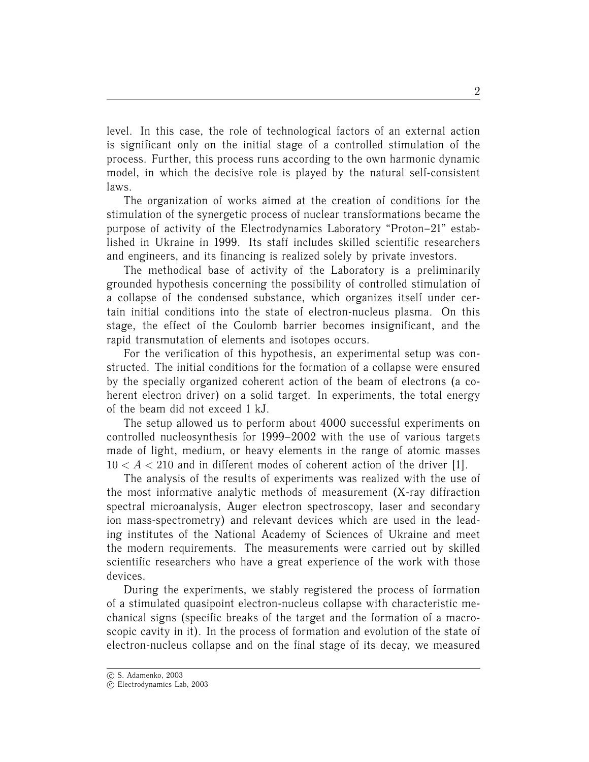level. In this case, the role of technological factors of an external action is significant only on the initial stage of a controlled stimulation of the process. Further, this process runs according to the own harmonic dynamic model, in which the decisive role is played by the natural self-consistent laws.

The organization of works aimed at the creation of conditions for the stimulation of the synergetic process of nuclear transformations became the purpose of activity of the Electrodynamics Laboratory "Proton–21" established in Ukraine in 1999. Its staff includes skilled scientific researchers and engineers, and its financing is realized solely by private investors.

The methodical base of activity of the Laboratory is a preliminarily grounded hypothesis concerning the possibility of controlled stimulation of a collapse of the condensed substance, which organizes itself under certain initial conditions into the state of electron-nucleus plasma. On this stage, the effect of the Coulomb barrier becomes insignificant, and the rapid transmutation of elements and isotopes occurs.

For the verification of this hypothesis, an experimental setup was constructed. The initial conditions for the formation of a collapse were ensured by the specially organized coherent action of the beam of electrons (a coherent electron driver) on a solid target. In experiments, the total energy of the beam did not exceed 1 kJ.

The setup allowed us to perform about 4000 successful experiments on controlled nucleosynthesis for 1999–2002 with the use of various targets made of light, medium, or heavy elements in the range of atomic masses $10 < A < 210$ and in different modes of coherent action of the driver [1].

The analysis of the results of experiments was realized with the use of the most informative analytic methods of measurement (X-ray diffraction spectral microanalysis, Auger electron spectroscopy, laser and secondary ion mass-spectrometry) and relevant devices which are used in the leading institutes of the National Academy of Sciences of Ukraine and meet the modern requirements. The measurements were carried out by skilled scientific researchers who have a great experience of the work with those devices.

During the experiments, we stably registered the process of formation of a stimulated quasipoint electron-nucleus collapse with characteristic mechanical signs (specific breaks of the target and the formation of a macroscopic cavity in it). In the process of formation and evolution of the state of electron-nucleus collapse and on the final stage of its decay, we measured

© S. Adamenko, 2003
© Electrodynamics Lab, 2003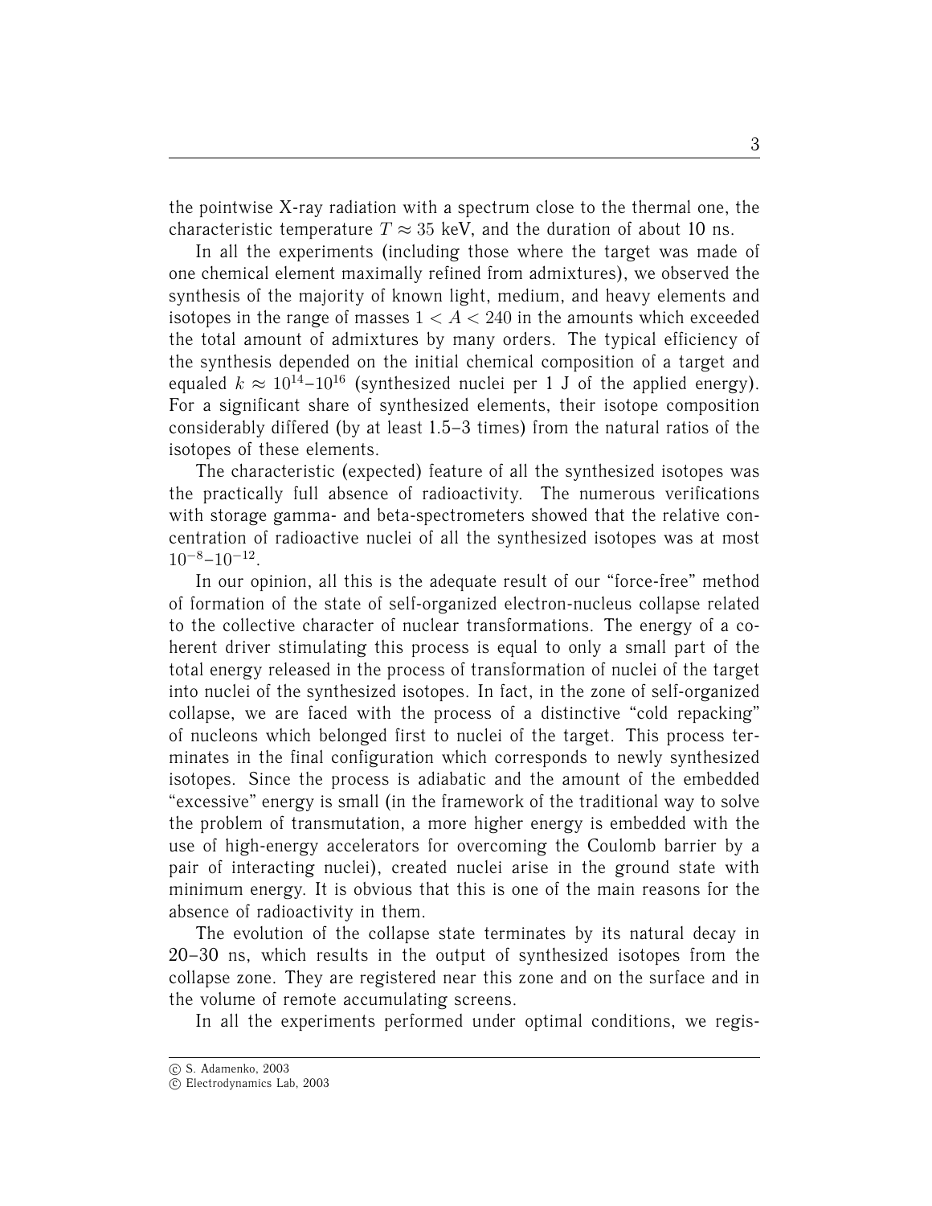the pointwise X-ray radiation with a spectrum close to the thermal one, the characteristic temperature $T \approx 35$ keV, and the duration of about 10 ns.

In all the experiments (including those where the target was made of one chemical element maximally refined from admixtures), we observed the synthesis of the majority of known light, medium, and heavy elements and isotopes in the range of masses $1 < A < 240$ in the amounts which exceeded the total amount of admixtures by many orders. The typical efficiency of the synthesis depended on the initial chemical composition of a target and equaled $k \approx 10^{14}$–$10^{16}$ (synthesized nuclei per 1 J of the applied energy). For a significant share of synthesized elements, their isotope composition considerably differed (by at least 1.5–3 times) from the natural ratios of the isotopes of these elements.

The characteristic (expected) feature of all the synthesized isotopes was the practically full absence of radioactivity. The numerous verifications with storage gamma- and beta-spectrometers showed that the relative concentration of radioactive nuclei of all the synthesized isotopes was at most $10^{-8}$–$10^{-12}$.

In our opinion, all this is the adequate result of our "force-free" method of formation of the state of self-organized electron-nucleus collapse related to the collective character of nuclear transformations. The energy of a coherent driver stimulating this process is equal to only a small part of the total energy released in the process of transformation of nuclei of the target into nuclei of the synthesized isotopes. In fact, in the zone of self-organized collapse, we are faced with the process of a distinctive "cold repacking" of nucleons which belonged first to nuclei of the target. This process terminates in the final configuration which corresponds to newly synthesized isotopes. Since the process is adiabatic and the amount of the embedded "excessive" energy is small (in the framework of the traditional way to solve the problem of transmutation, a more higher energy is embedded with the use of high-energy accelerators for overcoming the Coulomb barrier by a pair of interacting nuclei), created nuclei arise in the ground state with minimum energy. It is obvious that this is one of the main reasons for the absence of radioactivity in them.

The evolution of the collapse state terminates by its natural decay in 20–30 ns, which results in the output of synthesized isotopes from the collapse zone. They are registered near this zone and on the surface and in the volume of remote accumulating screens.

In all the experiments performed under optimal conditions, we regis-

© S. Adamenko, 2003
© Electrodynamics Lab, 2003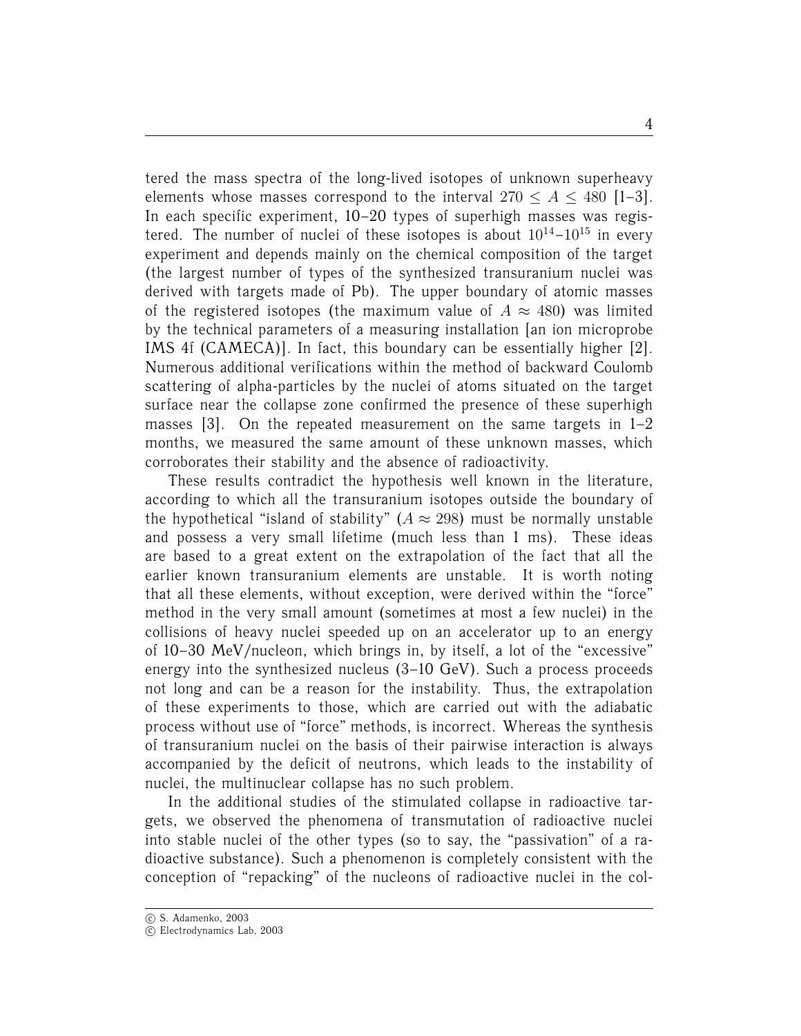tered the mass spectra of the long-lived isotopes of unknown superheavy elements whose masses correspond to the interval $270 \leq A \leq 480$ [1–3]. In each specific experiment, 10–20 types of superhigh masses was registered. The number of nuclei of these isotopes is about $10^{14}$–$10^{15}$ in every experiment and depends mainly on the chemical composition of the target (the largest number of types of the synthesized transuranium nuclei was derived with targets made of Pb). The upper boundary of atomic masses of the registered isotopes (the maximum value of $A \approx 480$) was limited by the technical parameters of a measuring installation [an ion microprobe IMS 4f (CAMECA)]. In fact, this boundary can be essentially higher [2]. Numerous additional verifications within the method of backward Coulomb scattering of alpha-particles by the nuclei of atoms situated on the target surface near the collapse zone confirmed the presence of these superhigh masses [3]. On the repeated measurement on the same targets in 1–2 months, we measured the same amount of these unknown masses, which corroborates their stability and the absence of radioactivity.

These results contradict the hypothesis well known in the literature, according to which all the transuranium isotopes outside the boundary of the hypothetical "island of stability" ($A \approx 298$) must be normally unstable and possess a very small lifetime (much less than 1 ms). These ideas are based to a great extent on the extrapolation of the fact that all the earlier known transuranium elements are unstable. It is worth noting that all these elements, without exception, were derived within the "force" method in the very small amount (sometimes at most a few nuclei) in the collisions of heavy nuclei speeded up on an accelerator up to an energy of 10–30 MeV/nucleon, which brings in, by itself, a lot of the "excessive" energy into the synthesized nucleus (3–10 GeV). Such a process proceeds not long and can be a reason for the instability. Thus, the extrapolation of these experiments to those, which are carried out with the adiabatic process without use of "force" methods, is incorrect. Whereas the synthesis of transuranium nuclei on the basis of their pairwise interaction is always accompanied by the deficit of neutrons, which leads to the instability of nuclei, the multinuclear collapse has no such problem.

In the additional studies of the stimulated collapse in radioactive targets, we observed the phenomena of transmutation of radioactive nuclei into stable nuclei of the other types (so to say, the "passivation" of a radioactive substance). Such a phenomenon is completely consistent with the conception of "repacking" of the nucleons of radioactive nuclei in the col-

© S. Adamenko, 2003
© Electrodynamics Lab, 2003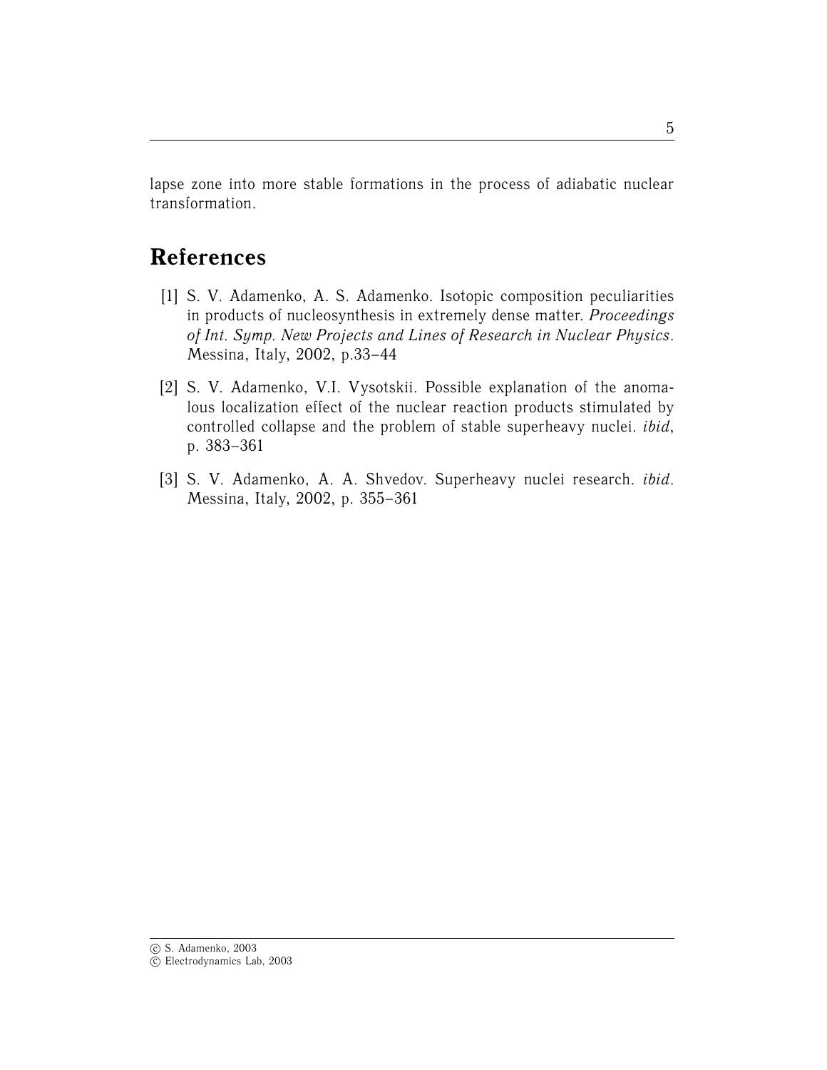lapse zone into more stable formations in the process of adiabatic nuclear transformation.

## References

[1] S. V. Adamenko, A. S. Adamenko. Isotopic composition peculiarities in products of nucleosynthesis in extremely dense matter. *Proceedings of Int. Symp. New Projects and Lines of Research in Nuclear Physics*. Messina, Italy, 2002, p.33–44

[2] S. V. Adamenko, V.I. Vysotskii. Possible explanation of the anomalous localization effect of the nuclear reaction products stimulated by controlled collapse and the problem of stable superheavy nuclei. *ibid*, p. 383–361

[3] S. V. Adamenko, A. A. Shvedov. Superheavy nuclei research. *ibid*. Messina, Italy, 2002, p. 355–361

© S. Adamenko, 2003
© Electrodynamics Lab, 2003